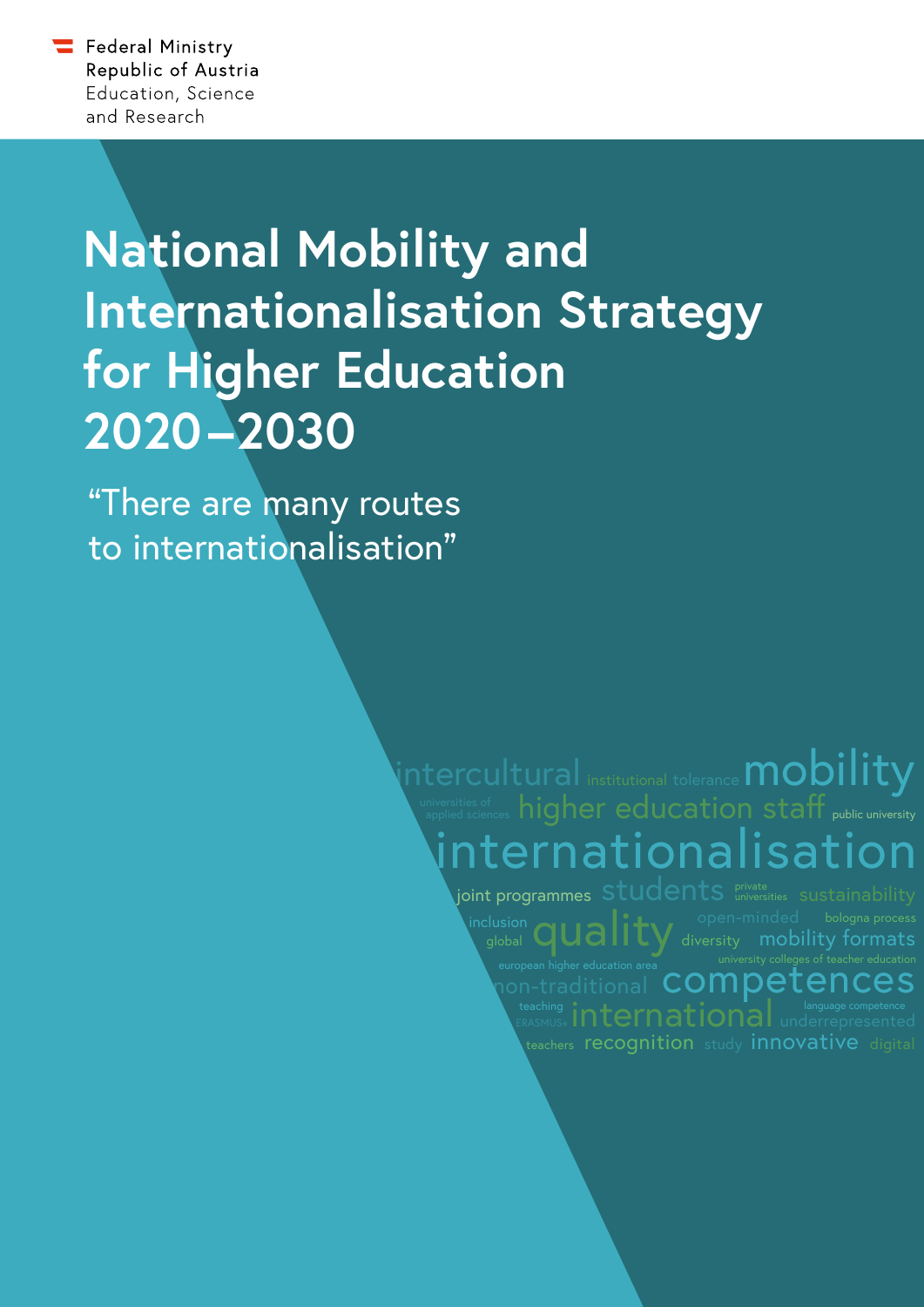Federal Ministry
Republic of Austria
Education, Science
and Research

# National Mobility and Internationalisation Strategy for Higher Education 2020–2030

"There are many routes to internationalisation"

intercultural institutional tolerance mobility
universities of applied sciences higher education staff public university
internationalisation
joint programmes students private universities sustainability
inclusion quality open-minded bologna process
global diversity mobility formats
european higher education area university colleges of teacher education
non-traditional competences
teaching language competence
ERASMUS+ international underrepresented
teachers recognition study innovative digital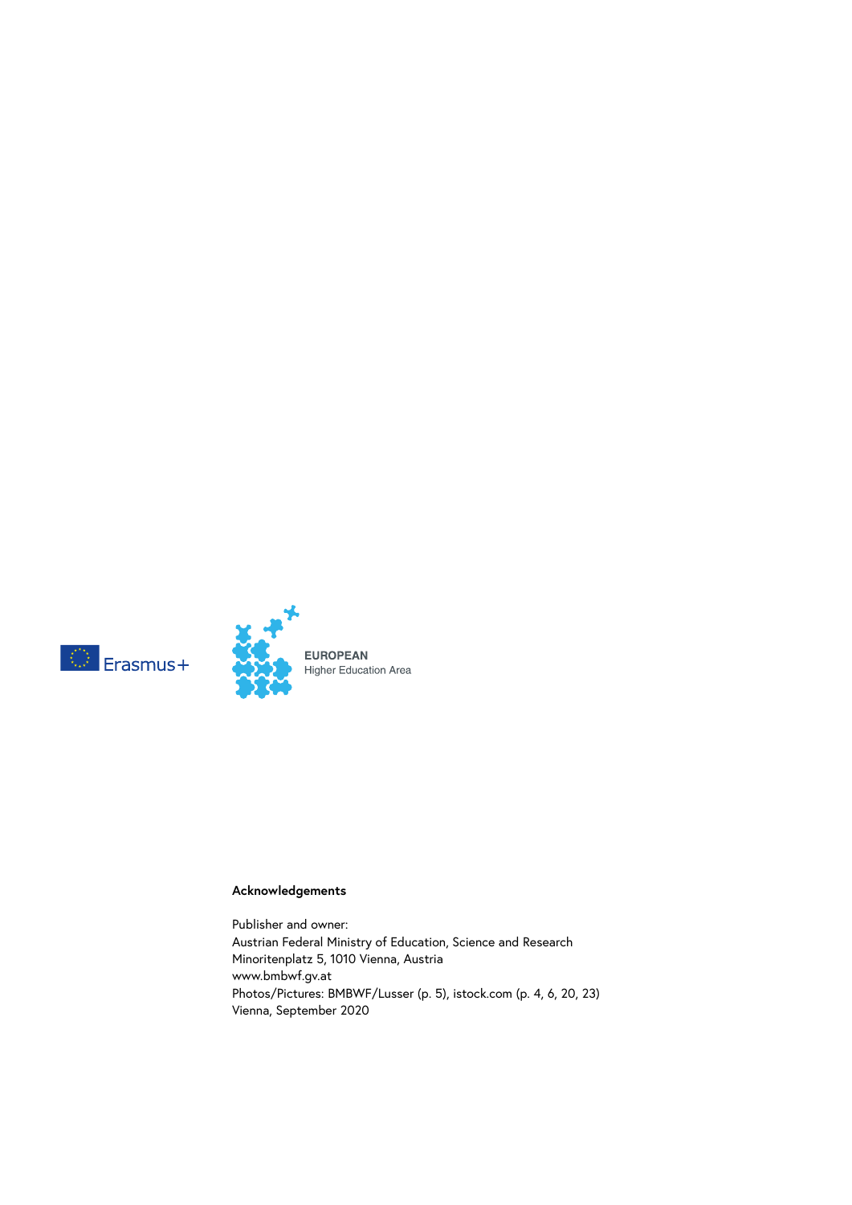Erasmus+

EUROPEAN
Higher Education Area

**Acknowledgements**

Publisher and owner:
Austrian Federal Ministry of Education, Science and Research
Minoritenplatz 5, 1010 Vienna, Austria
www.bmbwf.gv.at
Photos/Pictures: BMBWF/Lusser (p. 5), istock.com (p. 4, 6, 20, 23)
Vienna, September 2020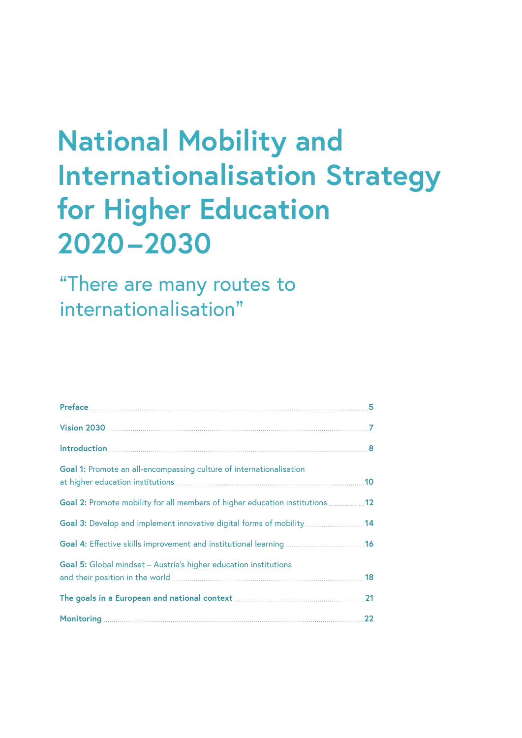# National Mobility and Internationalisation Strategy for Higher Education 2020–2030

## “There are many routes to internationalisation”

**Preface** ........................................................................................................ 5

**Vision 2030** ........................................................................................................ 7

**Introduction** ........................................................................................................ 8

**Goal 1:** Promote an all-encompassing culture of internationalisation at higher education institutions ........................................................................................................ 10

**Goal 2:** Promote mobility for all members of higher education institutions ........................ 12

**Goal 3:** Develop and implement innovative digital forms of mobility ........................ 14

**Goal 4:** Effective skills improvement and institutional learning ........................ 16

**Goal 5:** Global mindset – Austria’s higher education institutions and their position in the world ........................................................................................................ 18

**The goals in a European and national context** ........................................................................................................ 21

**Monitoring** ........................................................................................................ 22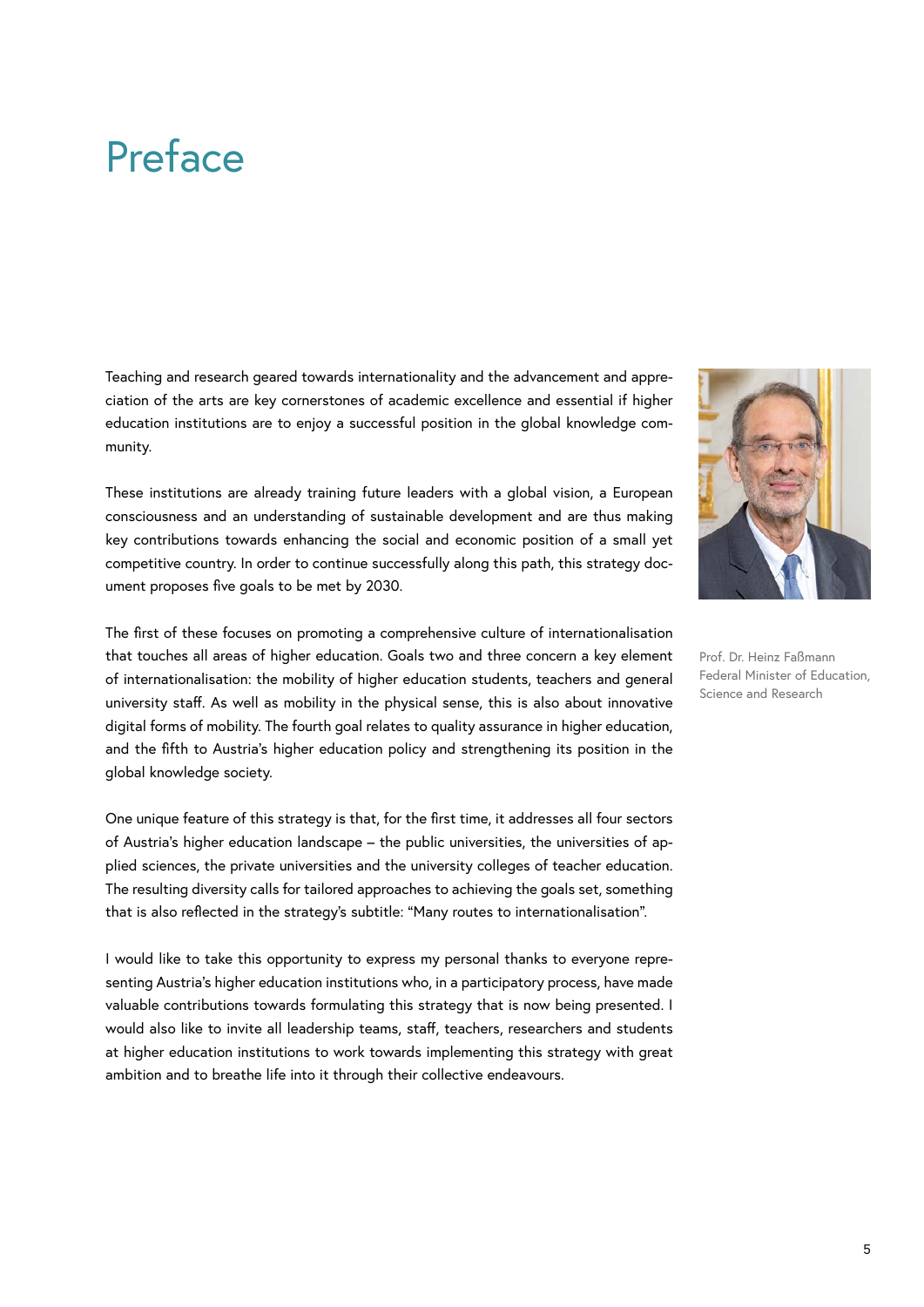# Preface

Teaching and research geared towards internationality and the advancement and appreciation of the arts are key cornerstones of academic excellence and essential if higher education institutions are to enjoy a successful position in the global knowledge community.

These institutions are already training future leaders with a global vision, a European consciousness and an understanding of sustainable development and are thus making key contributions towards enhancing the social and economic position of a small yet competitive country. In order to continue successfully along this path, this strategy document proposes five goals to be met by 2030.

The first of these focuses on promoting a comprehensive culture of internationalisation that touches all areas of higher education. Goals two and three concern a key element of internationalisation: the mobility of higher education students, teachers and general university staff. As well as mobility in the physical sense, this is also about innovative digital forms of mobility. The fourth goal relates to quality assurance in higher education, and the fifth to Austria's higher education policy and strengthening its position in the global knowledge society.

One unique feature of this strategy is that, for the first time, it addresses all four sectors of Austria's higher education landscape – the public universities, the universities of applied sciences, the private universities and the university colleges of teacher education. The resulting diversity calls for tailored approaches to achieving the goals set, something that is also reflected in the strategy's subtitle: "Many routes to internationalisation".

I would like to take this opportunity to express my personal thanks to everyone representing Austria's higher education institutions who, in a participatory process, have made valuable contributions towards formulating this strategy that is now being presented. I would also like to invite all leadership teams, staff, teachers, researchers and students at higher education institutions to work towards implementing this strategy with great ambition and to breathe life into it through their collective endeavours.

Prof. Dr. Heinz Faßmann
Federal Minister of Education, Science and Research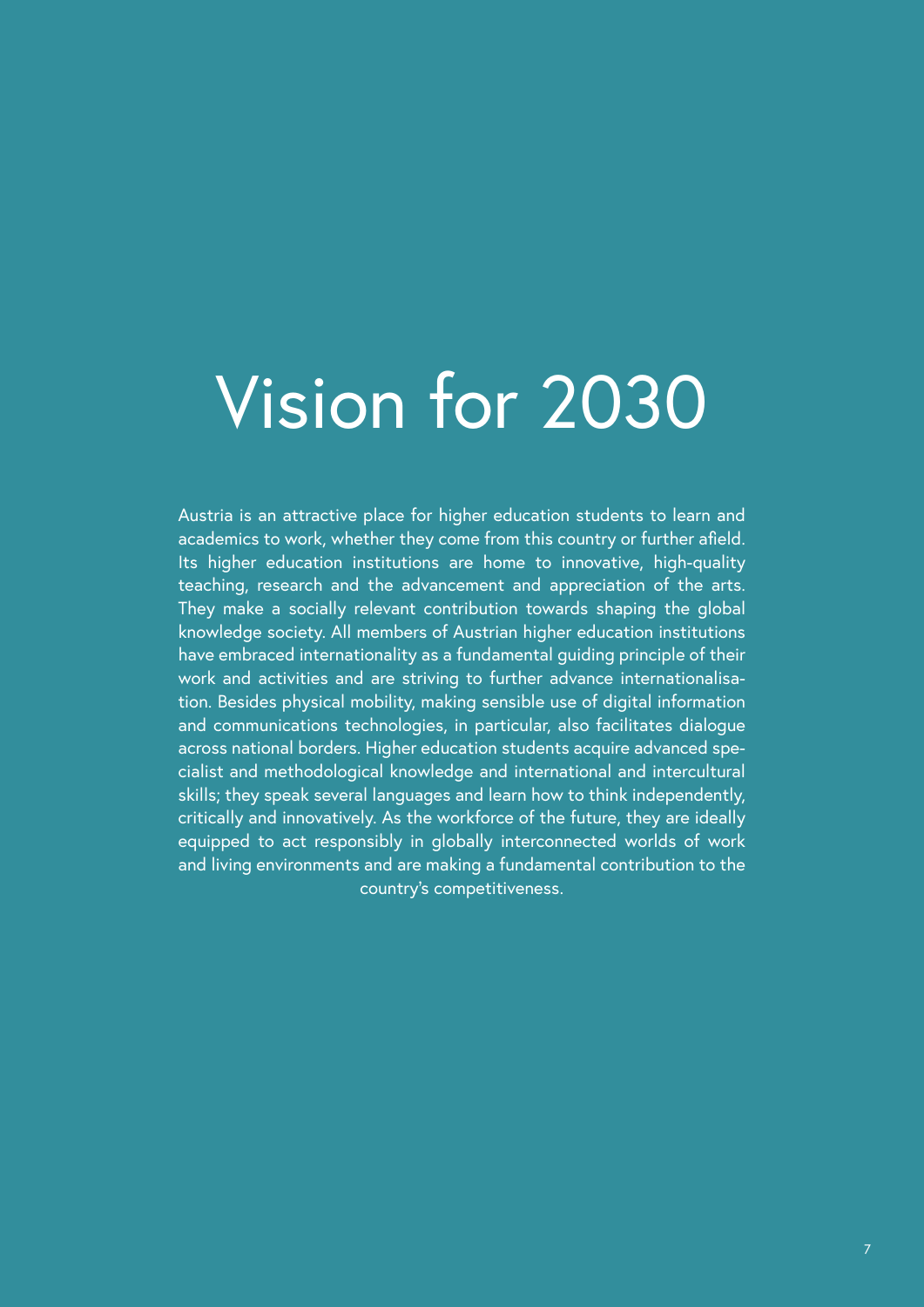# Vision for 2030

Austria is an attractive place for higher education students to learn and academics to work, whether they come from this country or further afield. Its higher education institutions are home to innovative, high-quality teaching, research and the advancement and appreciation of the arts. They make a socially relevant contribution towards shaping the global knowledge society. All members of Austrian higher education institutions have embraced internationality as a fundamental guiding principle of their work and activities and are striving to further advance internationalisation. Besides physical mobility, making sensible use of digital information and communications technologies, in particular, also facilitates dialogue across national borders. Higher education students acquire advanced specialist and methodological knowledge and international and intercultural skills; they speak several languages and learn how to think independently, critically and innovatively. As the workforce of the future, they are ideally equipped to act responsibly in globally interconnected worlds of work and living environments and are making a fundamental contribution to the country's competitiveness.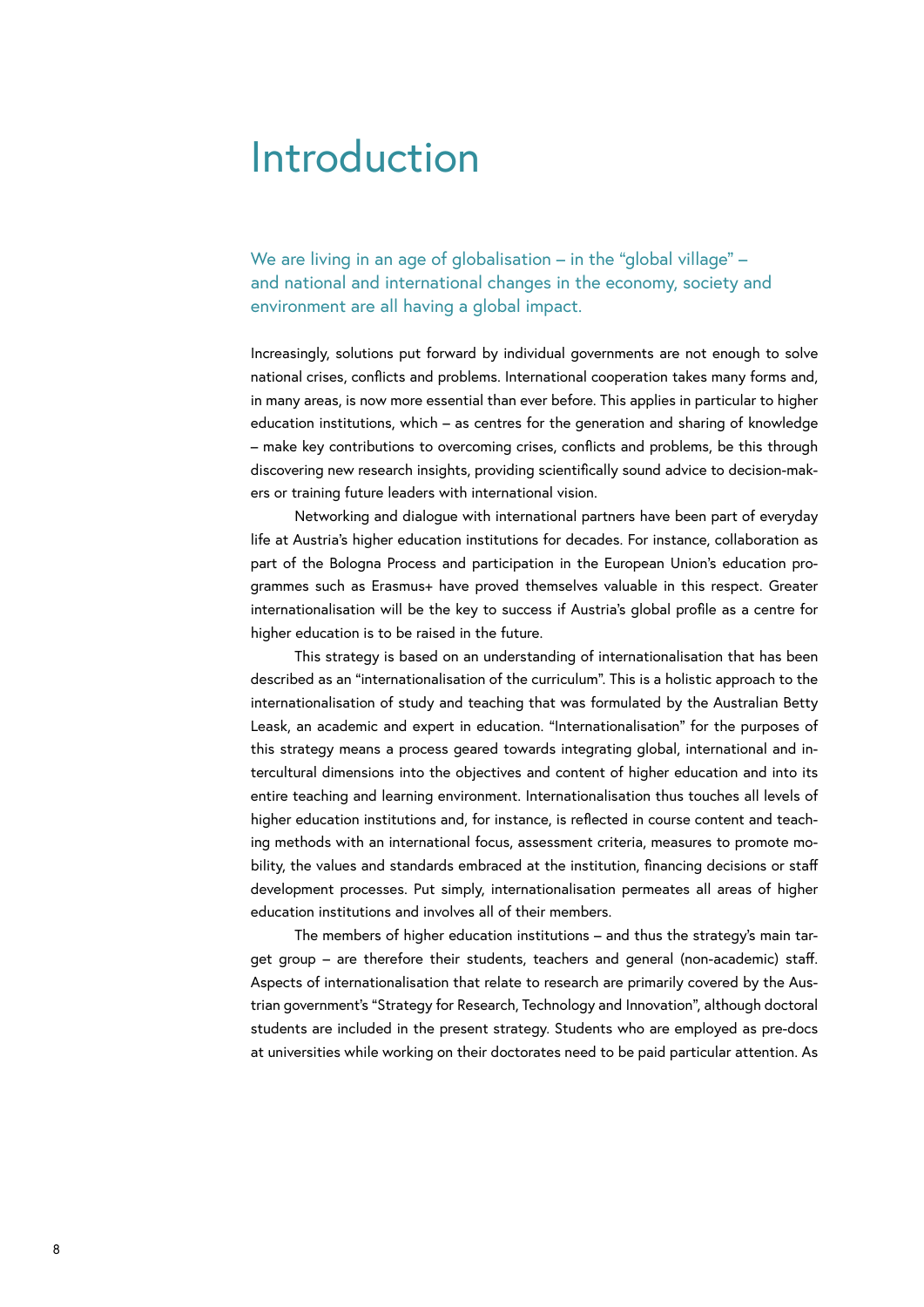# Introduction

We are living in an age of globalisation – in the "global village" – and national and international changes in the economy, society and environment are all having a global impact.

Increasingly, solutions put forward by individual governments are not enough to solve national crises, conflicts and problems. International cooperation takes many forms and, in many areas, is now more essential than ever before. This applies in particular to higher education institutions, which – as centres for the generation and sharing of knowledge – make key contributions to overcoming crises, conflicts and problems, be this through discovering new research insights, providing scientifically sound advice to decision-makers or training future leaders with international vision.

Networking and dialogue with international partners have been part of everyday life at Austria's higher education institutions for decades. For instance, collaboration as part of the Bologna Process and participation in the European Union's education programmes such as Erasmus+ have proved themselves valuable in this respect. Greater internationalisation will be the key to success if Austria's global profile as a centre for higher education is to be raised in the future.

This strategy is based on an understanding of internationalisation that has been described as an "internationalisation of the curriculum". This is a holistic approach to the internationalisation of study and teaching that was formulated by the Australian Betty Leask, an academic and expert in education. "Internationalisation" for the purposes of this strategy means a process geared towards integrating global, international and intercultural dimensions into the objectives and content of higher education and into its entire teaching and learning environment. Internationalisation thus touches all levels of higher education institutions and, for instance, is reflected in course content and teaching methods with an international focus, assessment criteria, measures to promote mobility, the values and standards embraced at the institution, financing decisions or staff development processes. Put simply, internationalisation permeates all areas of higher education institutions and involves all of their members.

The members of higher education institutions – and thus the strategy's main target group – are therefore their students, teachers and general (non-academic) staff. Aspects of internationalisation that relate to research are primarily covered by the Austrian government's "Strategy for Research, Technology and Innovation", although doctoral students are included in the present strategy. Students who are employed as pre-docs at universities while working on their doctorates need to be paid particular attention. As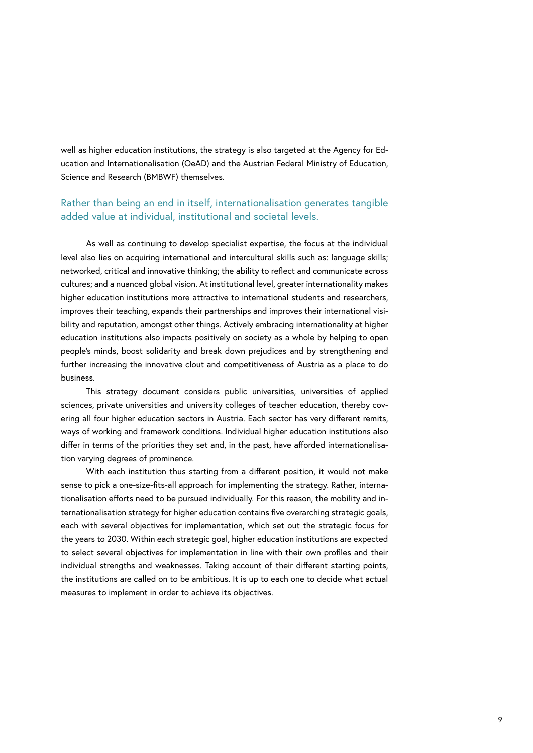well as higher education institutions, the strategy is also targeted at the Agency for Education and Internationalisation (OeAD) and the Austrian Federal Ministry of Education, Science and Research (BMBWF) themselves.

Rather than being an end in itself, internationalisation generates tangible added value at individual, institutional and societal levels.

As well as continuing to develop specialist expertise, the focus at the individual level also lies on acquiring international and intercultural skills such as: language skills; networked, critical and innovative thinking; the ability to reflect and communicate across cultures; and a nuanced global vision. At institutional level, greater internationality makes higher education institutions more attractive to international students and researchers, improves their teaching, expands their partnerships and improves their international visibility and reputation, amongst other things. Actively embracing internationality at higher education institutions also impacts positively on society as a whole by helping to open people's minds, boost solidarity and break down prejudices and by strengthening and further increasing the innovative clout and competitiveness of Austria as a place to do business.

This strategy document considers public universities, universities of applied sciences, private universities and university colleges of teacher education, thereby covering all four higher education sectors in Austria. Each sector has very different remits, ways of working and framework conditions. Individual higher education institutions also differ in terms of the priorities they set and, in the past, have afforded internationalisation varying degrees of prominence.

With each institution thus starting from a different position, it would not make sense to pick a one-size-fits-all approach for implementing the strategy. Rather, internationalisation efforts need to be pursued individually. For this reason, the mobility and internationalisation strategy for higher education contains five overarching strategic goals, each with several objectives for implementation, which set out the strategic focus for the years to 2030. Within each strategic goal, higher education institutions are expected to select several objectives for implementation in line with their own profiles and their individual strengths and weaknesses. Taking account of their different starting points, the institutions are called on to be ambitious. It is up to each one to decide what actual measures to implement in order to achieve its objectives.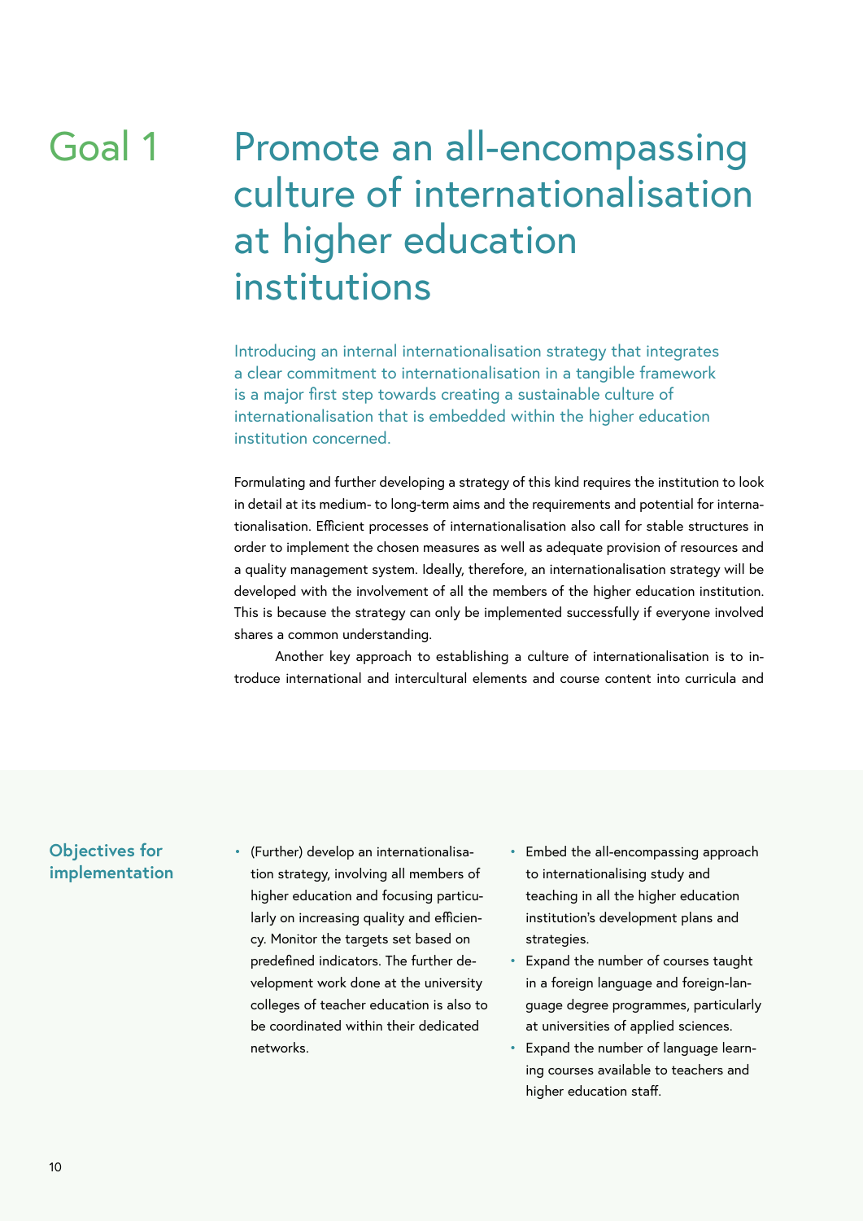# Goal 1 Promote an all-encompassing culture of internationalisation at higher education institutions

Introducing an internal internationalisation strategy that integrates a clear commitment to internationalisation in a tangible framework is a major first step towards creating a sustainable culture of internationalisation that is embedded within the higher education institution concerned.

Formulating and further developing a strategy of this kind requires the institution to look in detail at its medium- to long-term aims and the requirements and potential for internationalisation. Efficient processes of internationalisation also call for stable structures in order to implement the chosen measures as well as adequate provision of resources and a quality management system. Ideally, therefore, an internationalisation strategy will be developed with the involvement of all the members of the higher education institution. This is because the strategy can only be implemented successfully if everyone involved shares a common understanding.

Another key approach to establishing a culture of internationalisation is to introduce international and intercultural elements and course content into curricula and

### Objectives for implementation

- (Further) develop an internationalisation strategy, involving all members of higher education and focusing particularly on increasing quality and efficiency. Monitor the targets set based on predefined indicators. The further development work done at the university colleges of teacher education is also to be coordinated within their dedicated networks.
- Embed the all-encompassing approach to internationalising study and teaching in all the higher education institution's development plans and strategies.
- Expand the number of courses taught in a foreign language and foreign-language degree programmes, particularly at universities of applied sciences.
- Expand the number of language learning courses available to teachers and higher education staff.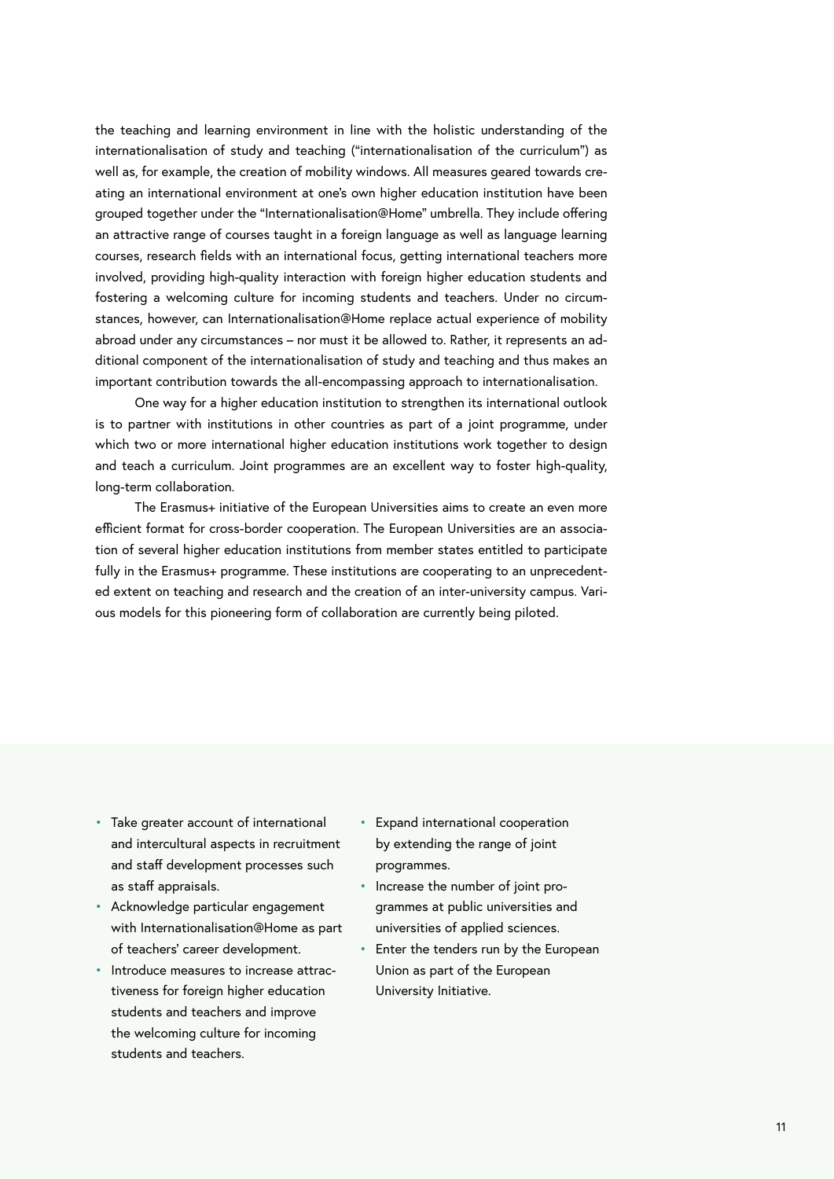the teaching and learning environment in line with the holistic understanding of the internationalisation of study and teaching ("internationalisation of the curriculum") as well as, for example, the creation of mobility windows. All measures geared towards creating an international environment at one's own higher education institution have been grouped together under the "Internationalisation@Home" umbrella. They include offering an attractive range of courses taught in a foreign language as well as language learning courses, research fields with an international focus, getting international teachers more involved, providing high-quality interaction with foreign higher education students and fostering a welcoming culture for incoming students and teachers. Under no circumstances, however, can Internationalisation@Home replace actual experience of mobility abroad under any circumstances – nor must it be allowed to. Rather, it represents an additional component of the internationalisation of study and teaching and thus makes an important contribution towards the all-encompassing approach to internationalisation.

One way for a higher education institution to strengthen its international outlook is to partner with institutions in other countries as part of a joint programme, under which two or more international higher education institutions work together to design and teach a curriculum. Joint programmes are an excellent way to foster high-quality, long-term collaboration.

The Erasmus+ initiative of the European Universities aims to create an even more efficient format for cross-border cooperation. The European Universities are an association of several higher education institutions from member states entitled to participate fully in the Erasmus+ programme. These institutions are cooperating to an unprecedented extent on teaching and research and the creation of an inter-university campus. Various models for this pioneering form of collaboration are currently being piloted.

- Take greater account of international and intercultural aspects in recruitment and staff development processes such as staff appraisals.
- Acknowledge particular engagement with Internationalisation@Home as part of teachers' career development.
- Introduce measures to increase attractiveness for foreign higher education students and teachers and improve the welcoming culture for incoming students and teachers.
- Expand international cooperation by extending the range of joint programmes.
- Increase the number of joint programmes at public universities and universities of applied sciences.
- Enter the tenders run by the European Union as part of the European University Initiative.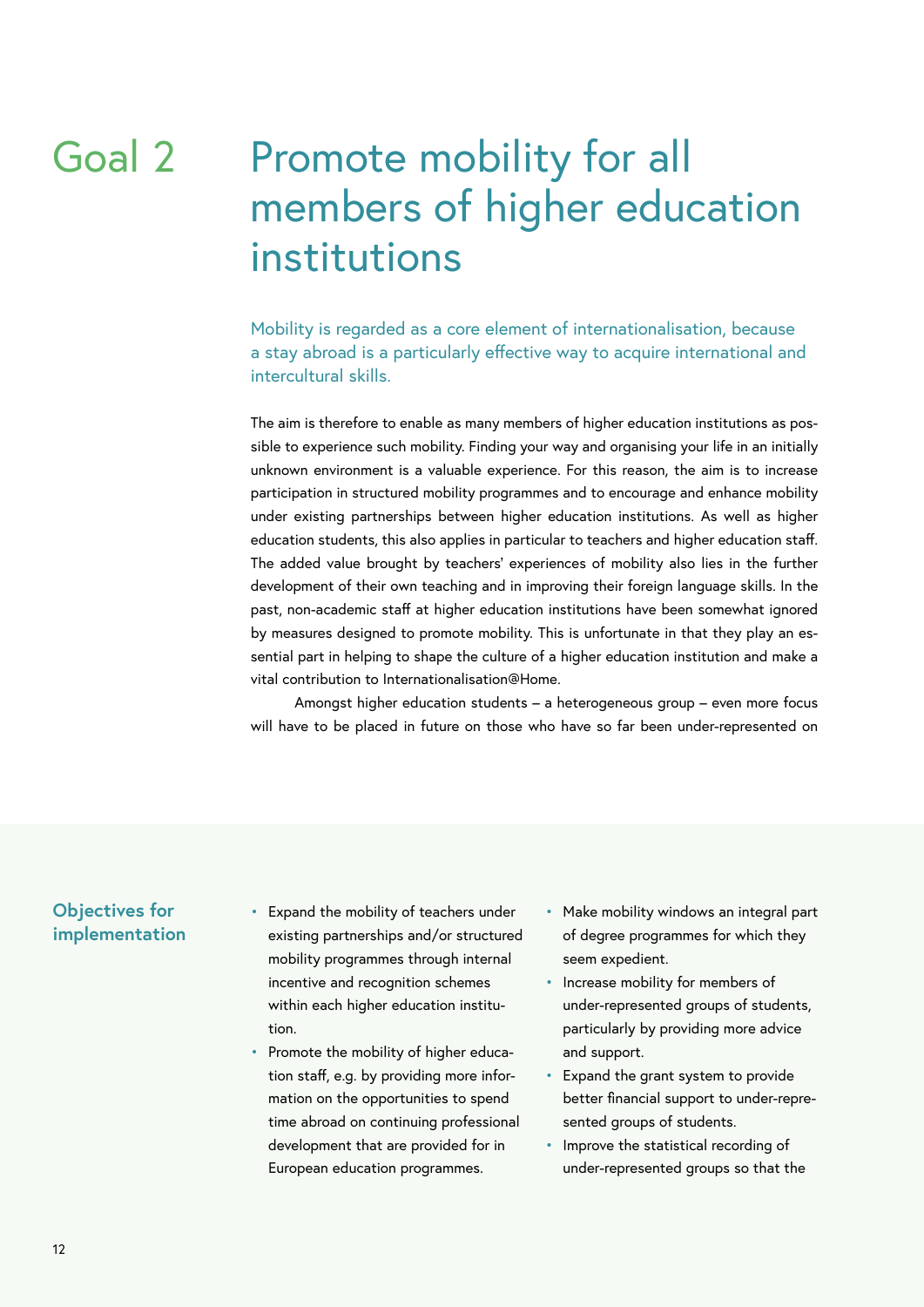# Goal 2 Promote mobility for all members of higher education institutions

Mobility is regarded as a core element of internationalisation, because a stay abroad is a particularly effective way to acquire international and intercultural skills.

The aim is therefore to enable as many members of higher education institutions as possible to experience such mobility. Finding your way and organising your life in an initially unknown environment is a valuable experience. For this reason, the aim is to increase participation in structured mobility programmes and to encourage and enhance mobility under existing partnerships between higher education institutions. As well as higher education students, this also applies in particular to teachers and higher education staff. The added value brought by teachers' experiences of mobility also lies in the further development of their own teaching and in improving their foreign language skills. In the past, non-academic staff at higher education institutions have been somewhat ignored by measures designed to promote mobility. This is unfortunate in that they play an essential part in helping to shape the culture of a higher education institution and make a vital contribution to Internationalisation@Home.

Amongst higher education students – a heterogeneous group – even more focus will have to be placed in future on those who have so far been under-represented on

**Objectives for implementation**

- Expand the mobility of teachers under existing partnerships and/or structured mobility programmes through internal incentive and recognition schemes within each higher education institution.
- Promote the mobility of higher education staff, e.g. by providing more information on the opportunities to spend time abroad on continuing professional development that are provided for in European education programmes.
- Make mobility windows an integral part of degree programmes for which they seem expedient.
- Increase mobility for members of under-represented groups of students, particularly by providing more advice and support.
- Expand the grant system to provide better financial support to under-represented groups of students.
- Improve the statistical recording of under-represented groups so that the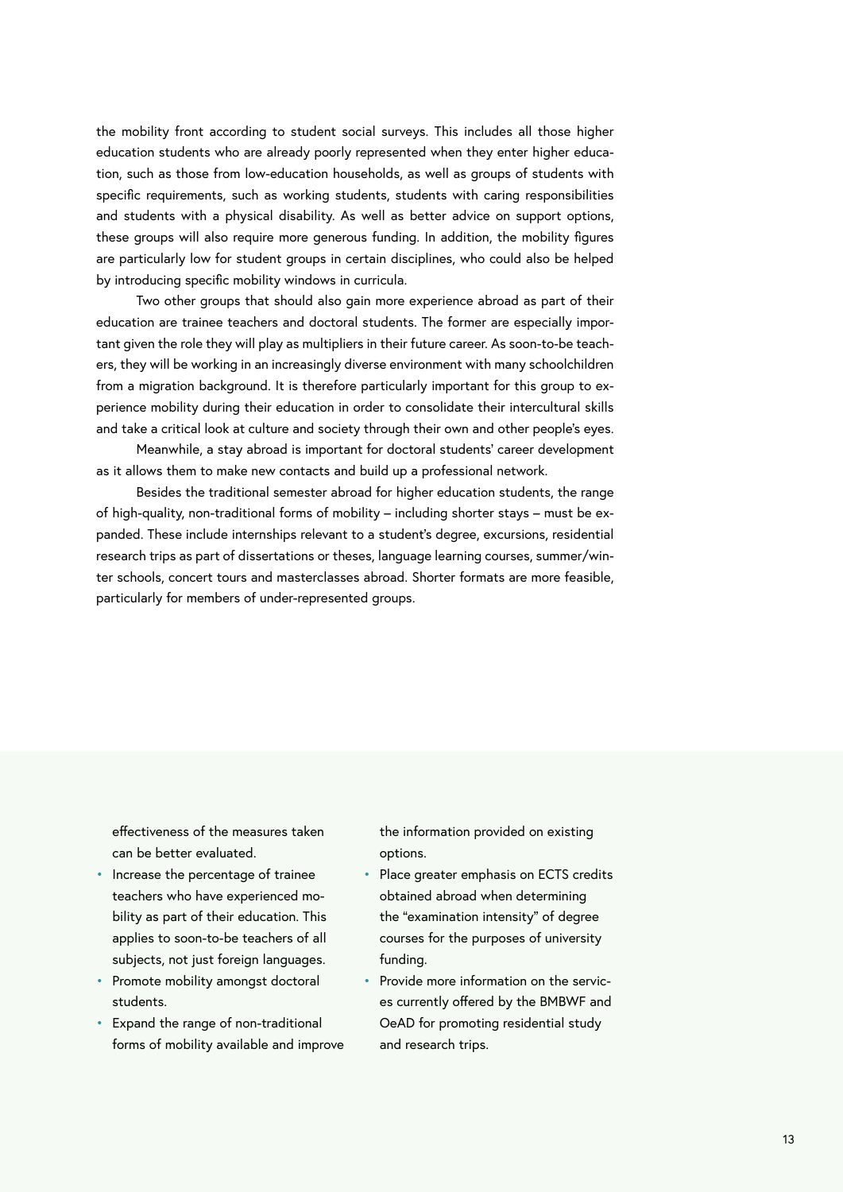the mobility front according to student social surveys. This includes all those higher education students who are already poorly represented when they enter higher education, such as those from low-education households, as well as groups of students with specific requirements, such as working students, students with caring responsibilities and students with a physical disability. As well as better advice on support options, these groups will also require more generous funding. In addition, the mobility figures are particularly low for student groups in certain disciplines, who could also be helped by introducing specific mobility windows in curricula.

Two other groups that should also gain more experience abroad as part of their education are trainee teachers and doctoral students. The former are especially important given the role they will play as multipliers in their future career. As soon-to-be teachers, they will be working in an increasingly diverse environment with many schoolchildren from a migration background. It is therefore particularly important for this group to experience mobility during their education in order to consolidate their intercultural skills and take a critical look at culture and society through their own and other people's eyes.

Meanwhile, a stay abroad is important for doctoral students' career development as it allows them to make new contacts and build up a professional network.

Besides the traditional semester abroad for higher education students, the range of high-quality, non-traditional forms of mobility – including shorter stays – must be expanded. These include internships relevant to a student's degree, excursions, residential research trips as part of dissertations or theses, language learning courses, summer/winter schools, concert tours and masterclasses abroad. Shorter formats are more feasible, particularly for members of under-represented groups.

effectiveness of the measures taken can be better evaluated.

- Increase the percentage of trainee teachers who have experienced mobility as part of their education. This applies to soon-to-be teachers of all subjects, not just foreign languages.
- Promote mobility amongst doctoral students.
- Expand the range of non-traditional forms of mobility available and improve the information provided on existing options.
- Place greater emphasis on ECTS credits obtained abroad when determining the "examination intensity" of degree courses for the purposes of university funding.
- Provide more information on the services currently offered by the BMBWF and OeAD for promoting residential study and research trips.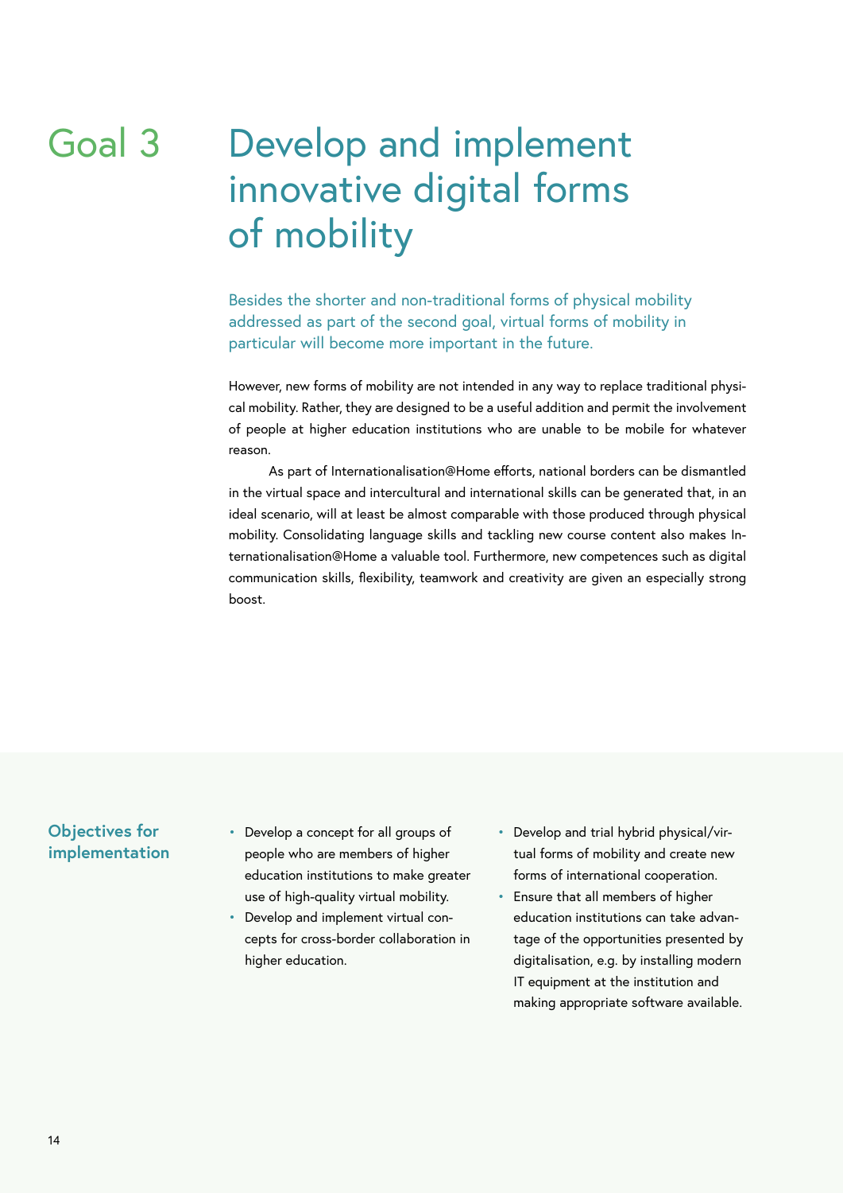# Goal 3 Develop and implement innovative digital forms of mobility

Besides the shorter and non-traditional forms of physical mobility addressed as part of the second goal, virtual forms of mobility in particular will become more important in the future.

However, new forms of mobility are not intended in any way to replace traditional physical mobility. Rather, they are designed to be a useful addition and permit the involvement of people at higher education institutions who are unable to be mobile for whatever reason.

As part of Internationalisation@Home efforts, national borders can be dismantled in the virtual space and intercultural and international skills can be generated that, in an ideal scenario, will at least be almost comparable with those produced through physical mobility. Consolidating language skills and tackling new course content also makes Internationalisation@Home a valuable tool. Furthermore, new competences such as digital communication skills, flexibility, teamwork and creativity are given an especially strong boost.

### Objectives for implementation

- Develop a concept for all groups of people who are members of higher education institutions to make greater use of high-quality virtual mobility.
- Develop and implement virtual concepts for cross-border collaboration in higher education.
- Develop and trial hybrid physical/virtual forms of mobility and create new forms of international cooperation.
- Ensure that all members of higher education institutions can take advantage of the opportunities presented by digitalisation, e.g. by installing modern IT equipment at the institution and making appropriate software available.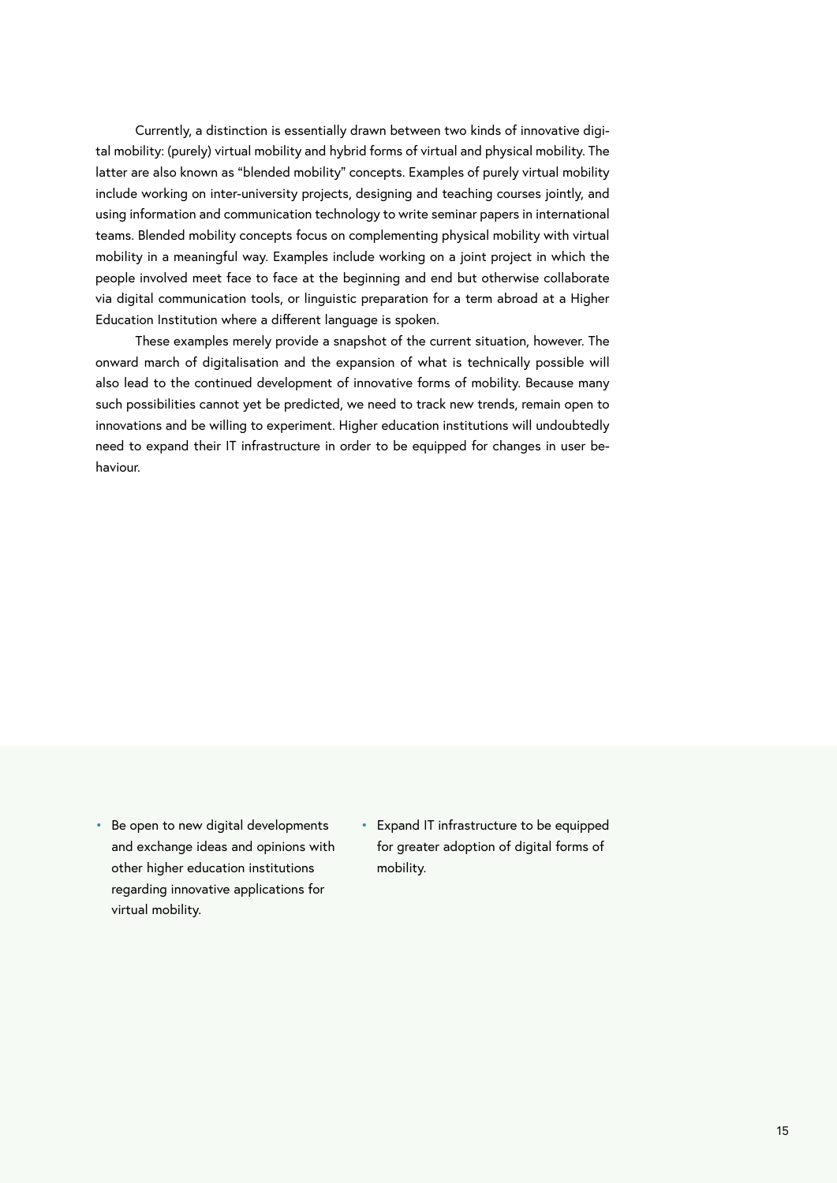Currently, a distinction is essentially drawn between two kinds of innovative digital mobility: (purely) virtual mobility and hybrid forms of virtual and physical mobility. The latter are also known as "blended mobility" concepts. Examples of purely virtual mobility include working on inter-university projects, designing and teaching courses jointly, and using information and communication technology to write seminar papers in international teams. Blended mobility concepts focus on complementing physical mobility with virtual mobility in a meaningful way. Examples include working on a joint project in which the people involved meet face to face at the beginning and end but otherwise collaborate via digital communication tools, or linguistic preparation for a term abroad at a Higher Education Institution where a different language is spoken.

These examples merely provide a snapshot of the current situation, however. The onward march of digitalisation and the expansion of what is technically possible will also lead to the continued development of innovative forms of mobility. Because many such possibilities cannot yet be predicted, we need to track new trends, remain open to innovations and be willing to experiment. Higher education institutions will undoubtedly need to expand their IT infrastructure in order to be equipped for changes in user behaviour.

- Be open to new digital developments and exchange ideas and opinions with other higher education institutions regarding innovative applications for virtual mobility.
- Expand IT infrastructure to be equipped for greater adoption of digital forms of mobility.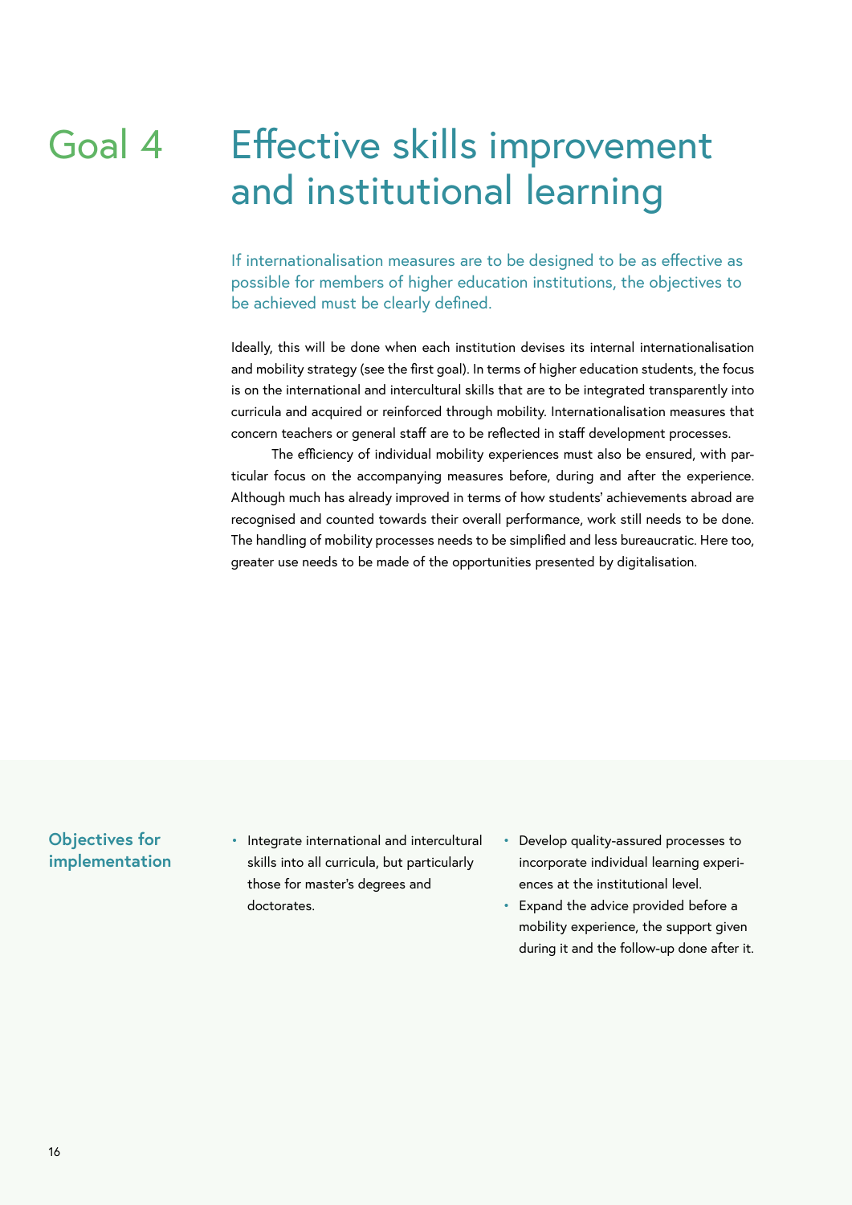# Goal 4 Effective skills improvement and institutional learning

If internationalisation measures are to be designed to be as effective as possible for members of higher education institutions, the objectives to be achieved must be clearly defined.

Ideally, this will be done when each institution devises its internal internationalisation and mobility strategy (see the first goal). In terms of higher education students, the focus is on the international and intercultural skills that are to be integrated transparently into curricula and acquired or reinforced through mobility. Internationalisation measures that concern teachers or general staff are to be reflected in staff development processes.

The efficiency of individual mobility experiences must also be ensured, with particular focus on the accompanying measures before, during and after the experience. Although much has already improved in terms of how students' achievements abroad are recognised and counted towards their overall performance, work still needs to be done. The handling of mobility processes needs to be simplified and less bureaucratic. Here too, greater use needs to be made of the opportunities presented by digitalisation.

## Objectives for implementation

- Integrate international and intercultural skills into all curricula, but particularly those for master's degrees and doctorates.
- Develop quality-assured processes to incorporate individual learning experiences at the institutional level.
- Expand the advice provided before a mobility experience, the support given during it and the follow-up done after it.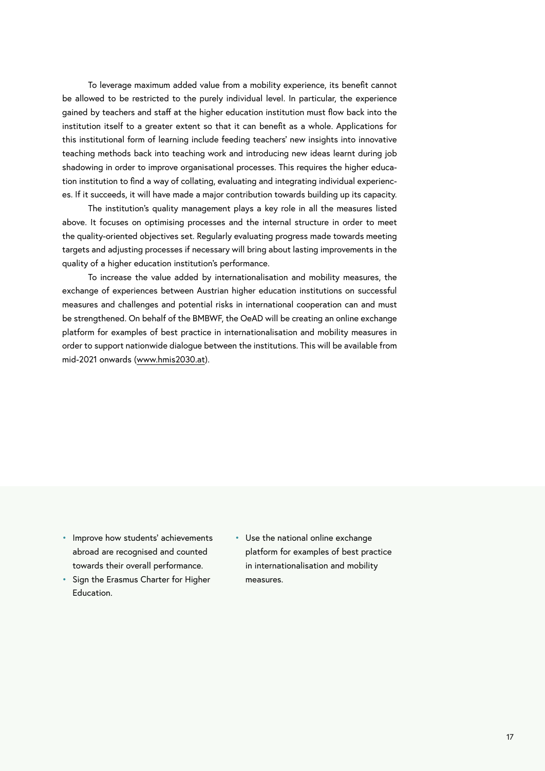To leverage maximum added value from a mobility experience, its benefit cannot be allowed to be restricted to the purely individual level. In particular, the experience gained by teachers and staff at the higher education institution must flow back into the institution itself to a greater extent so that it can benefit as a whole. Applications for this institutional form of learning include feeding teachers' new insights into innovative teaching methods back into teaching work and introducing new ideas learnt during job shadowing in order to improve organisational processes. This requires the higher education institution to find a way of collating, evaluating and integrating individual experiences. If it succeeds, it will have made a major contribution towards building up its capacity.

The institution's quality management plays a key role in all the measures listed above. It focuses on optimising processes and the internal structure in order to meet the quality-oriented objectives set. Regularly evaluating progress made towards meeting targets and adjusting processes if necessary will bring about lasting improvements in the quality of a higher education institution's performance.

To increase the value added by internationalisation and mobility measures, the exchange of experiences between Austrian higher education institutions on successful measures and challenges and potential risks in international cooperation can and must be strengthened. On behalf of the BMBWF, the OeAD will be creating an online exchange platform for examples of best practice in internationalisation and mobility measures in order to support nationwide dialogue between the institutions. This will be available from mid-2021 onwards (www.hmis2030.at).

- Improve how students' achievements abroad are recognised and counted towards their overall performance.
- Sign the Erasmus Charter for Higher Education.
- Use the national online exchange platform for examples of best practice in internationalisation and mobility measures.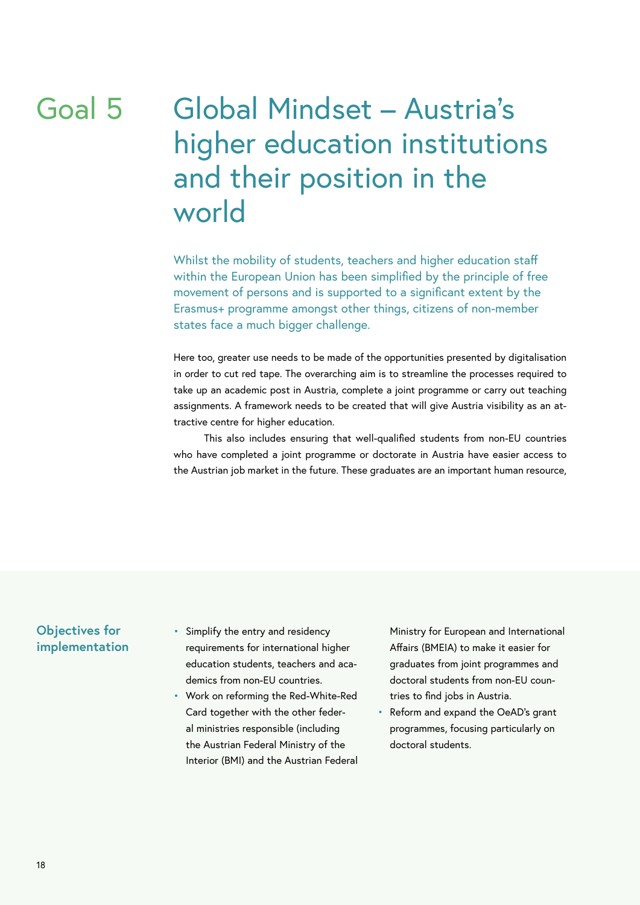# Goal 5 Global Mindset – Austria's higher education institutions and their position in the world

Whilst the mobility of students, teachers and higher education staff within the European Union has been simplified by the principle of free movement of persons and is supported to a significant extent by the Erasmus+ programme amongst other things, citizens of non-member states face a much bigger challenge.

Here too, greater use needs to be made of the opportunities presented by digitalisation in order to cut red tape. The overarching aim is to streamline the processes required to take up an academic post in Austria, complete a joint programme or carry out teaching assignments. A framework needs to be created that will give Austria visibility as an attractive centre for higher education.

This also includes ensuring that well-qualified students from non-EU countries who have completed a joint programme or doctorate in Austria have easier access to the Austrian job market in the future. These graduates are an important human resource,

## Objectives for implementation

- Simplify the entry and residency requirements for international higher education students, teachers and academics from non-EU countries.
- Work on reforming the Red-White-Red Card together with the other federal ministries responsible (including the Austrian Federal Ministry of the Interior (BMI) and the Austrian Federal Ministry for European and International Affairs (BMEIA) to make it easier for graduates from joint programmes and doctoral students from non-EU countries to find jobs in Austria.
- Reform and expand the OeAD's grant programmes, focusing particularly on doctoral students.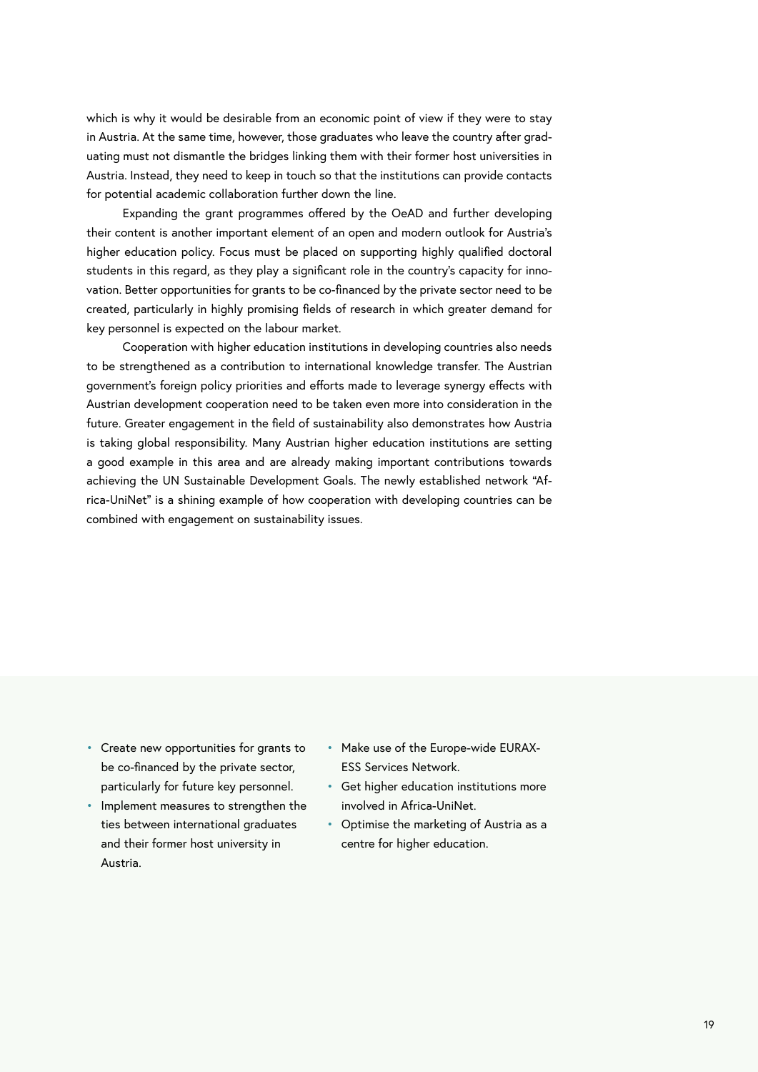which is why it would be desirable from an economic point of view if they were to stay in Austria. At the same time, however, those graduates who leave the country after graduating must not dismantle the bridges linking them with their former host universities in Austria. Instead, they need to keep in touch so that the institutions can provide contacts for potential academic collaboration further down the line.

Expanding the grant programmes offered by the OeAD and further developing their content is another important element of an open and modern outlook for Austria's higher education policy. Focus must be placed on supporting highly qualified doctoral students in this regard, as they play a significant role in the country's capacity for innovation. Better opportunities for grants to be co-financed by the private sector need to be created, particularly in highly promising fields of research in which greater demand for key personnel is expected on the labour market.

Cooperation with higher education institutions in developing countries also needs to be strengthened as a contribution to international knowledge transfer. The Austrian government's foreign policy priorities and efforts made to leverage synergy effects with Austrian development cooperation need to be taken even more into consideration in the future. Greater engagement in the field of sustainability also demonstrates how Austria is taking global responsibility. Many Austrian higher education institutions are setting a good example in this area and are already making important contributions towards achieving the UN Sustainable Development Goals. The newly established network "Africa-UniNet" is a shining example of how cooperation with developing countries can be combined with engagement on sustainability issues.

- Create new opportunities for grants to be co-financed by the private sector, particularly for future key personnel.
- Implement measures to strengthen the ties between international graduates and their former host university in Austria.
- Make use of the Europe-wide EURAXESS Services Network.
- Get higher education institutions more involved in Africa-UniNet.
- Optimise the marketing of Austria as a centre for higher education.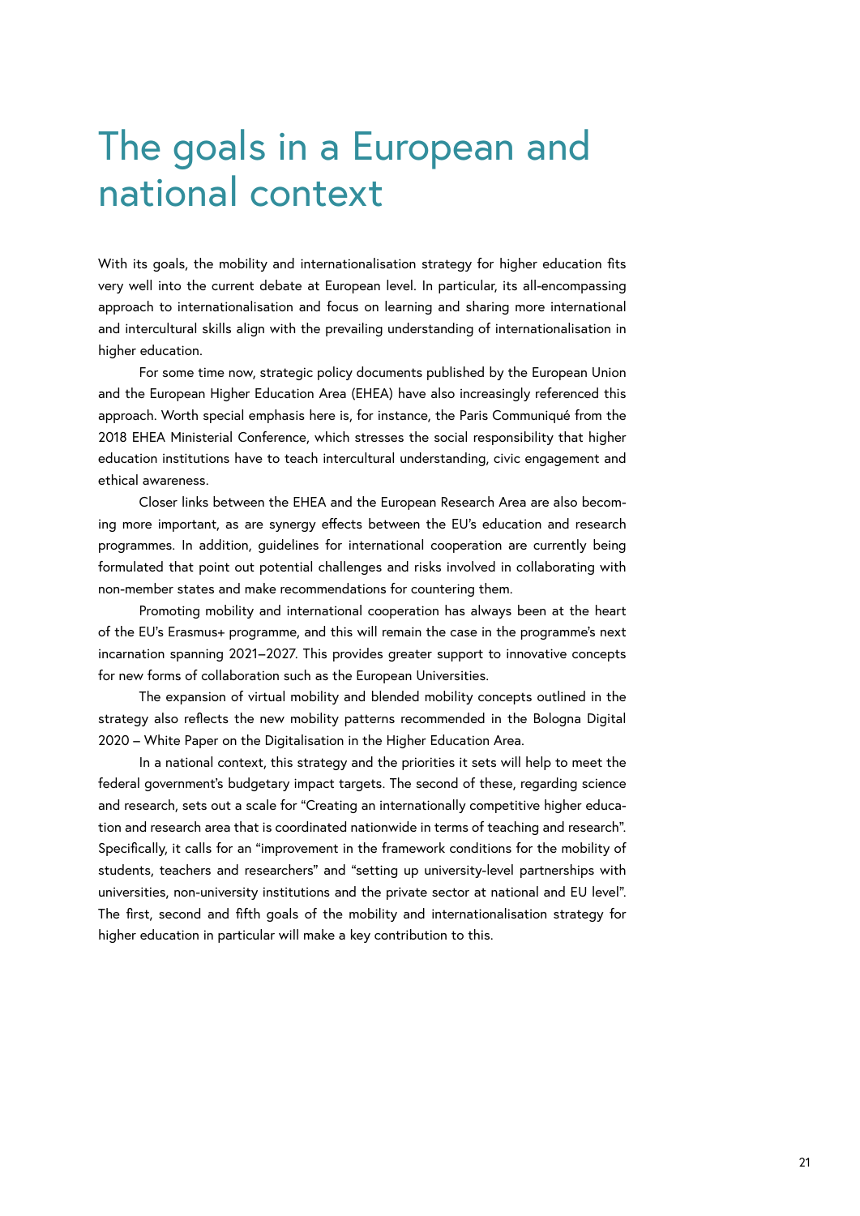# The goals in a European and national context

With its goals, the mobility and internationalisation strategy for higher education fits very well into the current debate at European level. In particular, its all-encompassing approach to internationalisation and focus on learning and sharing more international and intercultural skills align with the prevailing understanding of internationalisation in higher education.

For some time now, strategic policy documents published by the European Union and the European Higher Education Area (EHEA) have also increasingly referenced this approach. Worth special emphasis here is, for instance, the Paris Communiqué from the 2018 EHEA Ministerial Conference, which stresses the social responsibility that higher education institutions have to teach intercultural understanding, civic engagement and ethical awareness.

Closer links between the EHEA and the European Research Area are also becoming more important, as are synergy effects between the EU's education and research programmes. In addition, guidelines for international cooperation are currently being formulated that point out potential challenges and risks involved in collaborating with non-member states and make recommendations for countering them.

Promoting mobility and international cooperation has always been at the heart of the EU's Erasmus+ programme, and this will remain the case in the programme's next incarnation spanning 2021–2027. This provides greater support to innovative concepts for new forms of collaboration such as the European Universities.

The expansion of virtual mobility and blended mobility concepts outlined in the strategy also reflects the new mobility patterns recommended in the Bologna Digital 2020 – White Paper on the Digitalisation in the Higher Education Area.

In a national context, this strategy and the priorities it sets will help to meet the federal government's budgetary impact targets. The second of these, regarding science and research, sets out a scale for "Creating an internationally competitive higher education and research area that is coordinated nationwide in terms of teaching and research". Specifically, it calls for an "improvement in the framework conditions for the mobility of students, teachers and researchers" and "setting up university-level partnerships with universities, non-university institutions and the private sector at national and EU level". The first, second and fifth goals of the mobility and internationalisation strategy for higher education in particular will make a key contribution to this.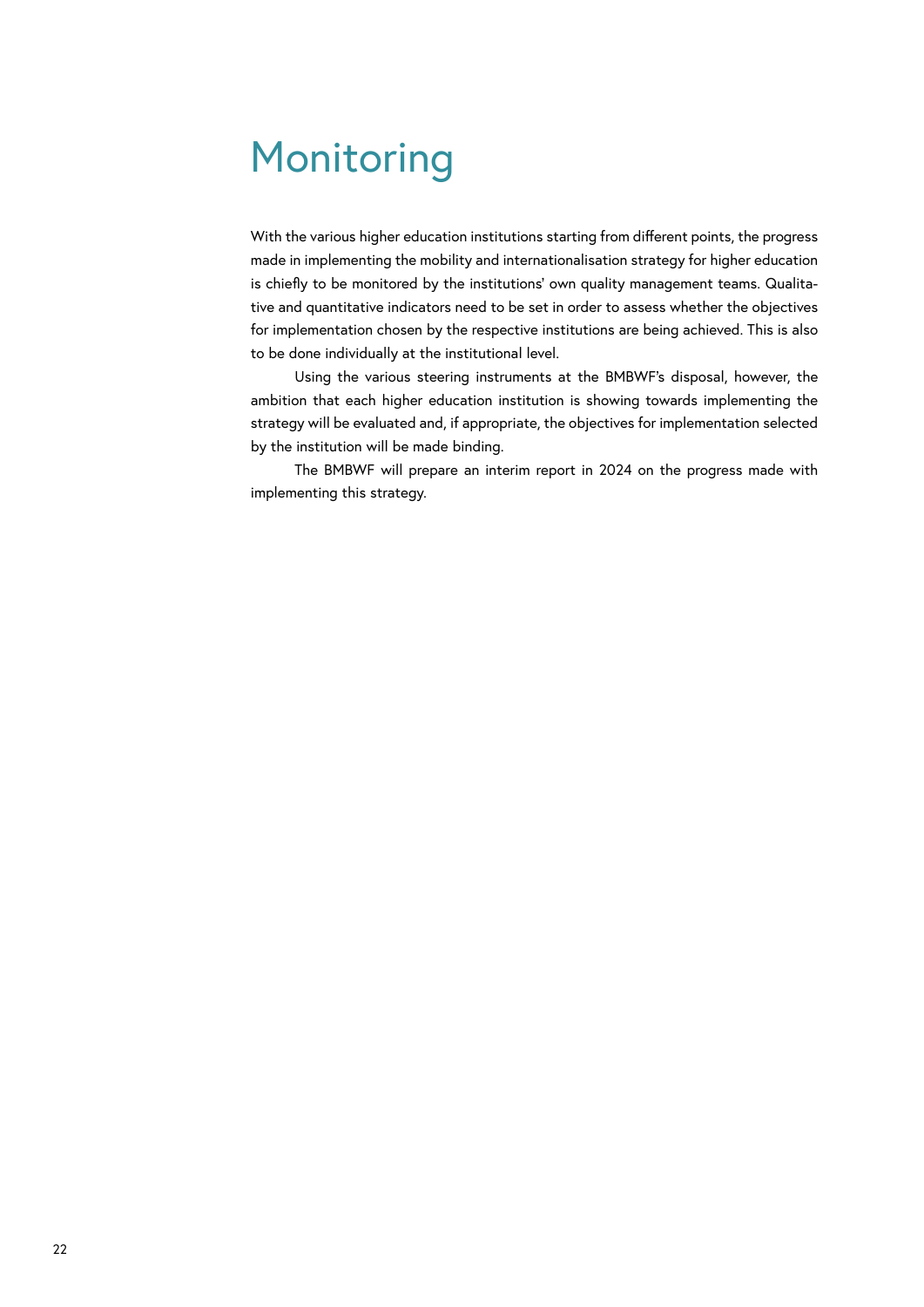# Monitoring

With the various higher education institutions starting from different points, the progress made in implementing the mobility and internationalisation strategy for higher education is chiefly to be monitored by the institutions' own quality management teams. Qualitative and quantitative indicators need to be set in order to assess whether the objectives for implementation chosen by the respective institutions are being achieved. This is also to be done individually at the institutional level.

Using the various steering instruments at the BMBWF's disposal, however, the ambition that each higher education institution is showing towards implementing the strategy will be evaluated and, if appropriate, the objectives for implementation selected by the institution will be made binding.

The BMBWF will prepare an interim report in 2024 on the progress made with implementing this strategy.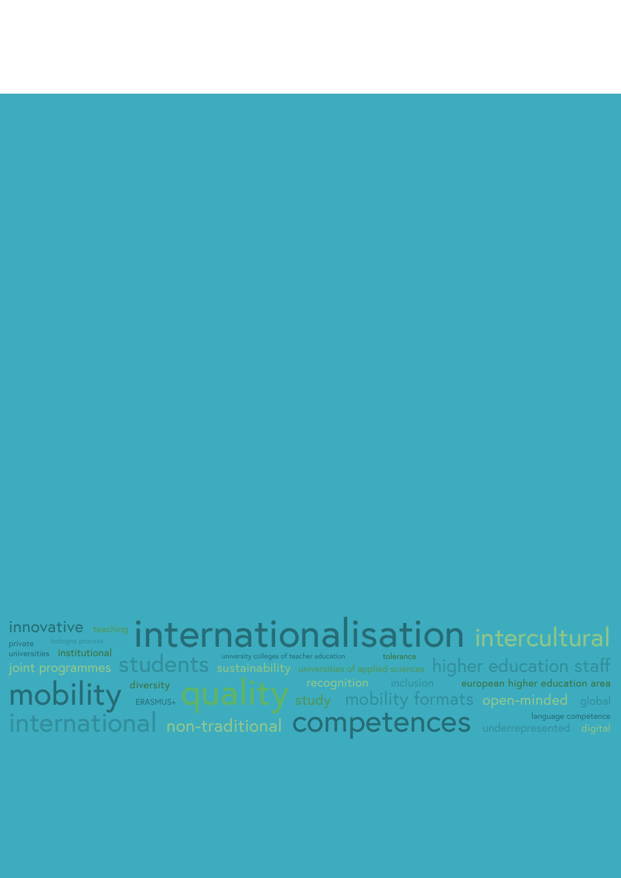innovative teaching internationalisation intercultural
private bologna process
universities institutional
university colleges of teacher education tolerance
joint programmes students sustainability universities of applied sciences higher education staff
diversity recognition inclusion european higher education area
mobility ERASMUS+ quality study mobility formats open-minded global
language competence
international non-traditional competences underrepresented digital